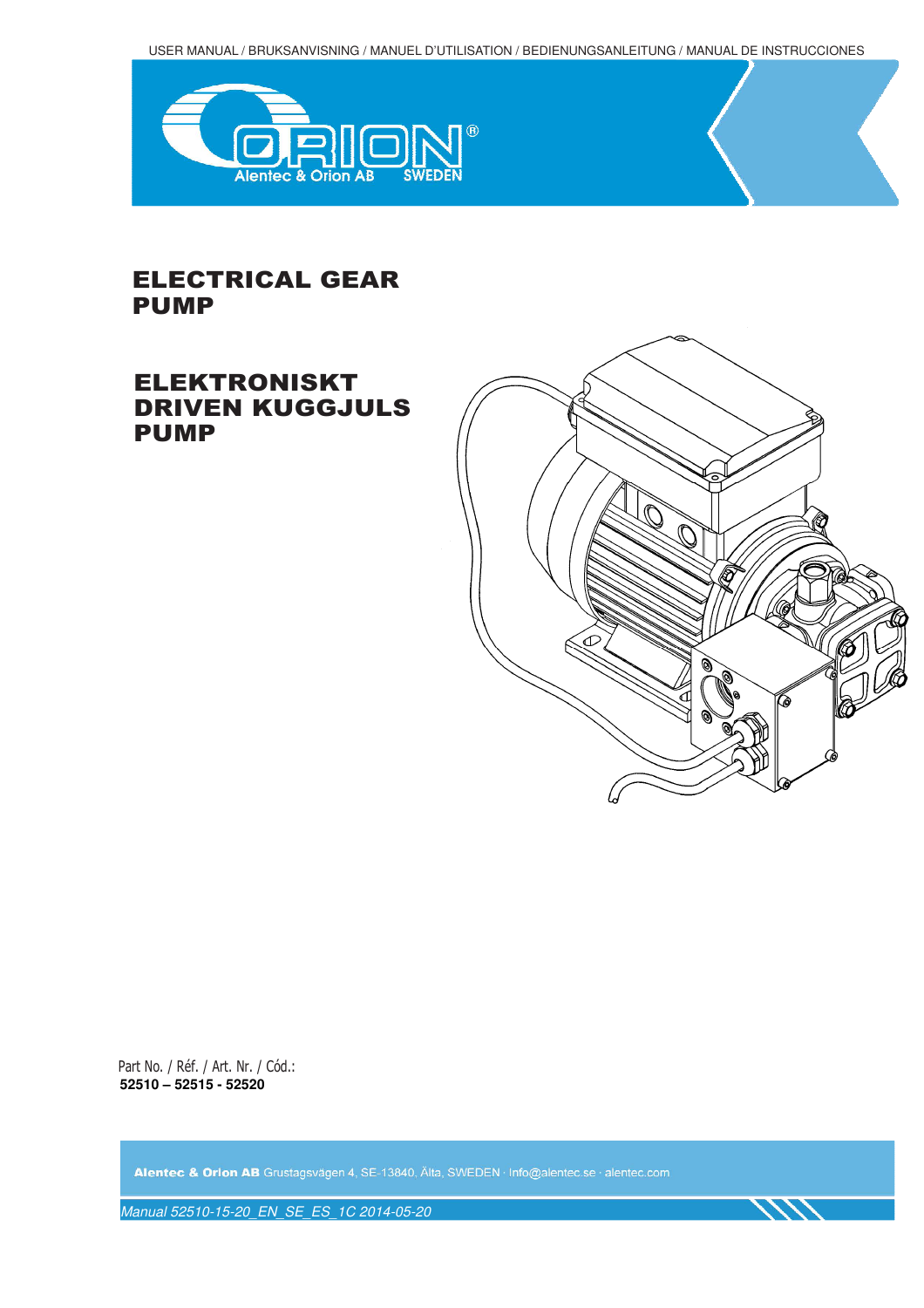USER MANUAL / BRUKSANVISNING / MANUEL D'UTILISATION / BEDIENUNGSANLEITUNG / MANUAL DE INSTRUCCIONES

ORION® Alentec & Orion AB SWEDEN

# ELECTRICAL GEAR PUMP

# ELEKTRONISKT DRIVEN KUGGJULS PUMP

Part No. / Réf. / Art. Nr. / Cód.:
**52510 – 52515 - 52520**

**Alentec & Orion AB** Grustagsvägen 4, SE-13840, Älta, SWEDEN · info@alentec.se · alentec.com

*Manual 52510-15-20_EN_SE_ES_1C 2014-05-20*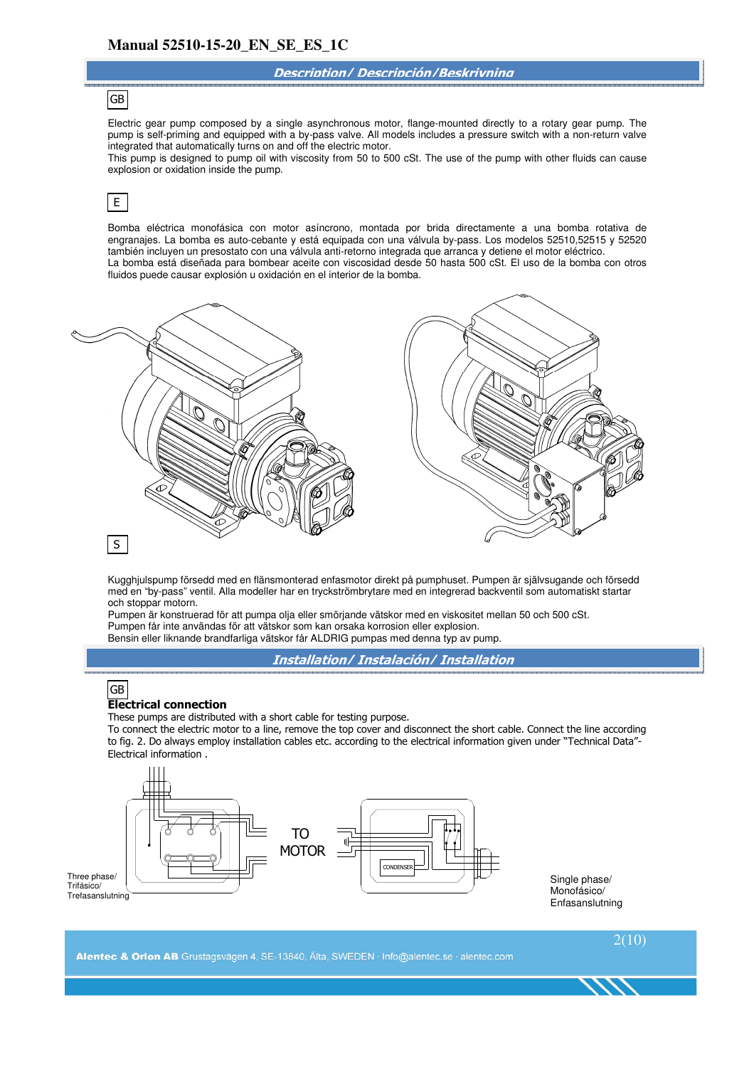## Description/ Descripción/Beskrivning

GB

Electric gear pump composed by a single asynchronous motor, flange-mounted directly to a rotary gear pump. The pump is self-priming and equipped with a by-pass valve. All models includes a pressure switch with a non-return valve integrated that automatically turns on and off the electric motor.
This pump is designed to pump oil with viscosity from 50 to 500 cSt. The use of the pump with other fluids can cause explosion or oxidation inside the pump.

E

Bomba eléctrica monofásica con motor asíncrono, montada por brida directamente a una bomba rotativa de engranajes. La bomba es auto-cebante y está equipada con una válvula by-pass. Los modelos 52510,52515 y 52520 también incluyen un presostato con una válvula anti-retorno integrada que arranca y detiene el motor eléctrico.
La bomba está diseñada para bombear aceite con viscosidad desde 50 hasta 500 cSt. El uso de la bomba con otros fluidos puede causar explosión u oxidación en el interior de la bomba.

S

Kugghjulspump försedd med en flänsmonterad enfasmotor direkt på pumphuset. Pumpen är självsugande och försedd med en "by-pass" ventil. Alla modeller har en tryckströmbrytare med en integrerad backventil som automatiskt startar och stoppar motorn.
Pumpen är konstruerad för att pumpa olja eller smörjande vätskor med en viskositet mellan 50 och 500 cSt.
Pumpen får inte användas för att vätskor som kan orsaka korrosion eller explosion.
Bensin eller liknande brandfarliga vätskor får ALDRIG pumpas med denna typ av pump.

## Installation/ Instalación/ Installation

GB

**Electrical connection**

These pumps are distributed with a short cable for testing purpose.
To connect the electric motor to a line, remove the top cover and disconnect the short cable. Connect the line according to fig. 2. Do always employ installation cables etc. according to the electrical information given under "Technical Data"- Electrical information .

Three phase/ Trifásico/ Trefasanslutning

TO MOTOR

CONDENSER

Single phase/ Monofásico/ Enfasanslutning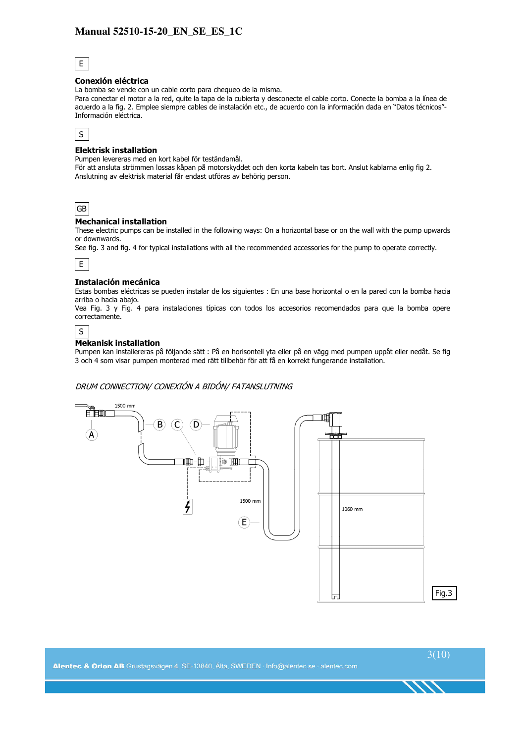E

### Conexión eléctrica

La bomba se vende con un cable corto para chequeo de la misma.
Para conectar el motor a la red, quite la tapa de la cubierta y desconecte el cable corto. Conecte la bomba a la línea de acuerdo a la fig. 2. Emplee siempre cables de instalación etc., de acuerdo con la información dada en "Datos técnicos"- Información eléctrica.

S

### Elektrisk installation

Pumpen levereras med en kort kabel för teständamål.
För att ansluta strömmen lossas kåpan på motorskyddet och den korta kabeln tas bort. Anslut kablarna enlig fig 2.
Anslutning av elektrisk material får endast utföras av behörig person.

GB

### Mechanical installation

These electric pumps can be installed in the following ways: On a horizontal base or on the wall with the pump upwards or downwards.
See fig. 3 and fig. 4 for typical installations with all the recommended accessories for the pump to operate correctly.

E

### Instalación mecánica

Estas bombas eléctricas se pueden instalar de los siguientes : En una base horizontal o en la pared con la bomba hacia arriba o hacia abajo.
Vea Fig. 3 y Fig. 4 para instalaciones típicas con todos los accesorios recomendados para que la bomba opere correctamente.

S

### Mekanisk installation

Pumpen kan installereras på följande sätt : På en horisontell yta eller på en vägg med pumpen uppåt eller nedåt. Se fig 3 och 4 som visar pumpen monterad med rätt tillbehör för att få en korrekt fungerande installation.

*DRUM CONNECTION/ CONEXIÓN A BIDÓN/ FATANSLUTNING*

1500 mm

A B C D

1500 mm

1060 mm

E

Fig.3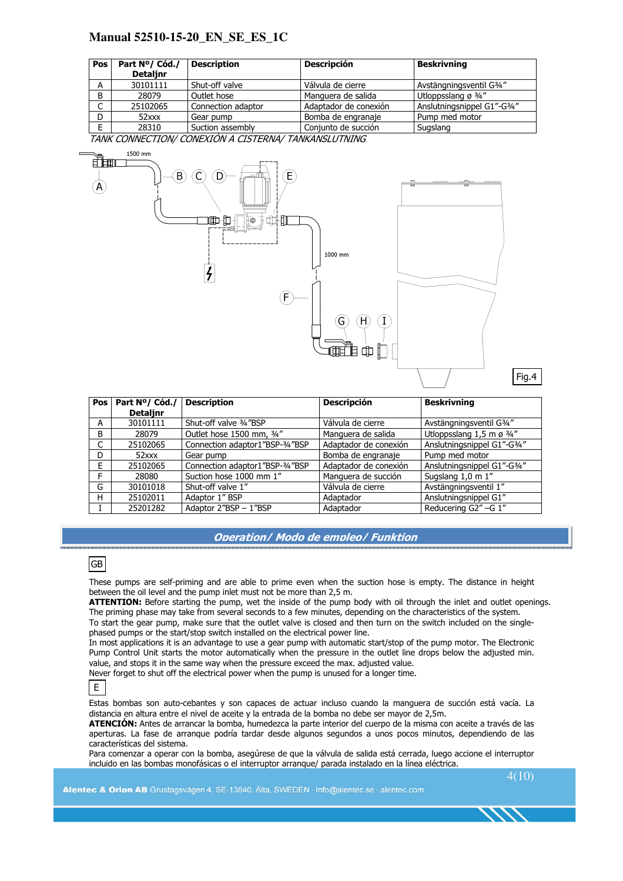| Pos | Part Nº/ Cód./ Detaljnr | Description | Descripción | Beskrivning |
|---|---|---|---|---|
| A | 30101111 | Shut-off valve | Válvula de cierre | Avstängningsventil G¾" |
| B | 28079 | Outlet hose | Manguera de salida | Utloppsslang ø ¾" |
| C | 25102065 | Connection adaptor | Adaptador de conexión | Anslutningsnippel G1"-G¾" |
| D | 52xxx | Gear pump | Bomba de engranaje | Pump med motor |
| E | 28310 | Suction assembly | Conjunto de succión | Sugslang |

*TANK CONNECTION/ CONEXIÓN A CISTERNA/ TANKANSLUTNING*

Fig.4

| Pos | Part Nº/ Cód./ Detaljnr | Description | Descripción | Beskrivning |
|---|---|---|---|---|
| A | 30101111 | Shut-off valve ¾"BSP | Válvula de cierre | Avstängningsventil G¾" |
| B | 28079 | Outlet hose 1500 mm, ¾" | Manguera de salida | Utloppsslang 1,5 m ø ¾" |
| C | 25102065 | Connection adaptor1"BSP-¾"BSP | Adaptador de conexión | Anslutningsnippel G1"-G¾" |
| D | 52xxx | Gear pump | Bomba de engranaje | Pump med motor |
| E | 25102065 | Connection adaptor1"BSP-¾"BSP | Adaptador de conexión | Anslutningsnippel G1"-G¾" |
| F | 28080 | Suction hose 1000 mm 1" | Manguera de succión | Sugslang 1,0 m 1" |
| G | 30101018 | Shut-off valve 1" | Válvula de cierre | Avstängningsventil 1" |
| H | 25102011 | Adaptor 1" BSP | Adaptador | Anslutningsnippel G1" |
| I | 25201282 | Adaptor 2"BSP – 1"BSP | Adaptador | Reducering G2" –G 1" |

## *Operation/ Modo de empleo/ Funktion*

GB

These pumps are self-priming and are able to prime even when the suction hose is empty. The distance in height between the oil level and the pump inlet must not be more than 2,5 m.
**ATTENTION:** Before starting the pump, wet the inside of the pump body with oil through the inlet and outlet openings. The priming phase may take from several seconds to a few minutes, depending on the characteristics of the system.
To start the gear pump, make sure that the outlet valve is closed and then turn on the switch included on the single-phased pumps or the start/stop switch installed on the electrical power line.
In most applications it is an advantage to use a gear pump with automatic start/stop of the pump motor. The Electronic Pump Control Unit starts the motor automatically when the pressure in the outlet line drops below the adjusted min. value, and stops it in the same way when the pressure exceed the max. adjusted value.
Never forget to shut off the electrical power when the pump is unused for a longer time.

E

Estas bombas son auto-cebantes y son capaces de actuar incluso cuando la manguera de succión está vacía. La distancia en altura entre el nivel de aceite y la entrada de la bomba no debe ser mayor de 2,5m.
**ATENCIÓN:** Antes de arrancar la bomba, humedezca la parte interior del cuerpo de la misma con aceite a través de las aperturas. La fase de arranque podría tardar desde algunos segundos a unos pocos minutos, dependiendo de las características del sistema.
Para comenzar a operar con la bomba, asegúrese de que la válvula de salida está cerrada, luego accione el interruptor incluido en las bombas monofásicas o el interruptor arranque/ parada instalado en la línea eléctrica.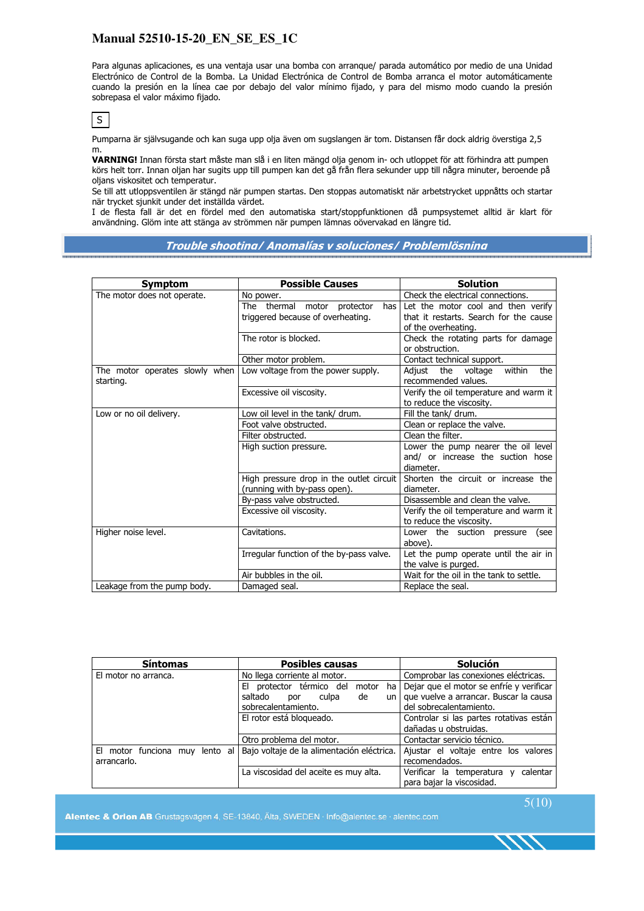Para algunas aplicaciones, es una ventaja usar una bomba con arranque/ parada automático por medio de una Unidad Electrónico de Control de la Bomba. La Unidad Electrónica de Control de Bomba arranca el motor automáticamente cuando la presión en la línea cae por debajo del valor mínimo fijado, y para del mismo modo cuando la presión sobrepasa el valor máximo fijado.

S

Pumparna är självsugande och kan suga upp olja även om sugslangen är tom. Distansen får dock aldrig överstiga 2,5 m.

**VARNING!** Innan första start måste man slå i en liten mängd olja genom in- och utloppet för att förhindra att pumpen körs helt torr. Innan oljan har sugits upp till pumpen kan det gå från flera sekunder upp till några minuter, beroende på oljans viskositet och temperatur.

Se till att utloppsventilen är stängd när pumpen startas. Den stoppas automatiskt när arbetstrycket uppnåtts och startar när trycket sjunkit under det inställda värdet.

I de flesta fall är det en fördel med den automatiska start/stoppfunktionen då pumpsystemet alltid är klart för användning. Glöm inte att stänga av strömmen när pumpen lämnas oövervakad en längre tid.

## Trouble shooting/ Anomalías y soluciones/ Problemlösning

| Symptom | Possible Causes | Solution |
|---|---|---|
| The motor does not operate. | No power. | Check the electrical connections. |
| | The thermal motor protector has triggered because of overheating. | Let the motor cool and then verify that it restarts. Search for the cause of the overheating. |
| | The rotor is blocked. | Check the rotating parts for damage or obstruction. |
| | Other motor problem. | Contact technical support. |
| The motor operates slowly when starting. | Low voltage from the power supply. | Adjust the voltage within the recommended values. |
| | Excessive oil viscosity. | Verify the oil temperature and warm it to reduce the viscosity. |
| Low or no oil delivery. | Low oil level in the tank/ drum. | Fill the tank/ drum. |
| | Foot valve obstructed. | Clean or replace the valve. |
| | Filter obstructed. | Clean the filter. |
| | High suction pressure. | Lower the pump nearer the oil level and/ or increase the suction hose diameter. |
| | High pressure drop in the outlet circuit (running with by-pass open). | Shorten the circuit or increase the diameter. |
| | By-pass valve obstructed. | Disassemble and clean the valve. |
| | Excessive oil viscosity. | Verify the oil temperature and warm it to reduce the viscosity. |
| Higher noise level. | Cavitations. | Lower the suction pressure (see above). |
| | Irregular function of the by-pass valve. | Let the pump operate until the air in the valve is purged. |
| | Air bubbles in the oil. | Wait for the oil in the tank to settle. |
| Leakage from the pump body. | Damaged seal. | Replace the seal. |

| Síntomas | Posibles causas | Solución |
|---|---|---|
| El motor no arranca. | No llega corriente al motor. | Comprobar las conexiones eléctricas. |
| | El protector térmico del motor ha saltado por culpa de un sobrecalentamiento. | Dejar que el motor se enfríe y verificar que vuelve a arrancar. Buscar la causa del sobrecalentamiento. |
| | El rotor está bloqueado. | Controlar si las partes rotativas están dañadas u obstruidas. |
| | Otro problema del motor. | Contactar servicio técnico. |
| El motor funciona muy lento al arrancarlo. | Bajo voltaje de la alimentación eléctrica. | Ajustar el voltaje entre los valores recomendados. |
| | La viscosidad del aceite es muy alta. | Verificar la temperatura y calentar para bajar la viscosidad. |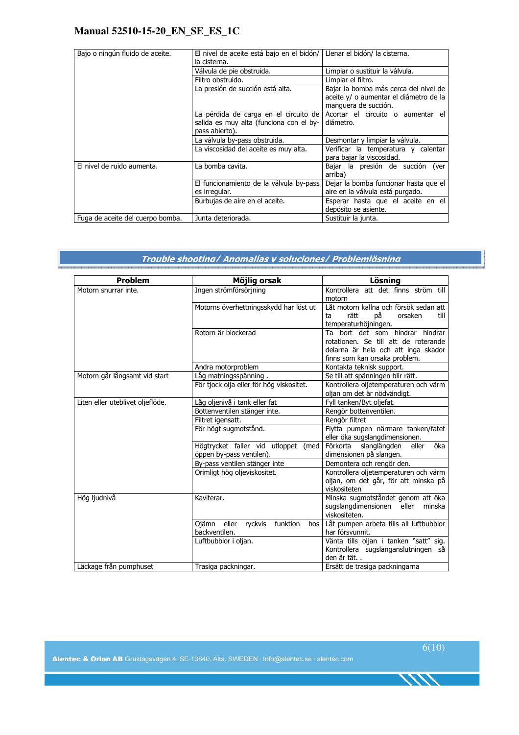| | | |
|---|---|---|
| Bajo o ningún fluido de aceite. | El nivel de aceite está bajo en el bidón/ la cisterna. | Llenar el bidón/ la cisterna. |
| | Válvula de pie obstruida. | Limpiar o sustituir la válvula. |
| | Filtro obstruido. | Limpiar el filtro. |
| | La presión de succión está alta. | Bajar la bomba más cerca del nivel de aceite y/ o aumentar el diámetro de la manguera de succión. |
| | La pérdida de carga en el circuito de salida es muy alta (funciona con el by-pass abierto). | Acortar el circuito o aumentar el diámetro. |
| | La válvula by-pass obstruida. | Desmontar y limpiar la válvula. |
| | La viscosidad del aceite es muy alta. | Verificar la temperatura y calentar para bajar la viscosidad. |
| El nivel de ruido aumenta. | La bomba cavita. | Bajar la presión de succión (ver arriba) |
| | El funcionamiento de la válvula by-pass es irregular. | Dejar la bomba funcionar hasta que el aire en la válvula está purgado. |
| | Burbujas de aire en el aceite. | Esperar hasta que el aceite en el depósito se asiente. |
| Fuga de aceite del cuerpo bomba. | Junta deteriorada. | Sustituir la junta. |

## Trouble shooting/ Anomalías y soluciones/ Problemlösning

| Problem | Möjlig orsak | Lösning |
|---|---|---|
| Motorn snurrar inte. | Ingen strömförsörjning | Kontrollera att det finns ström till motorn |
| | Motorns överhettningsskydd har löst ut | Låt motorn kallna och försök sedan att ta rätt på orsaken till temperaturhöjningen. |
| | Rotorn är blockerad | Ta bort det som hindrar hindrar rotationen. Se till att de roterande delarna är hela och att inga skador finns som kan orsaka problem. |
| | Andra motorproblem | Kontakta teknisk support. |
| Motorn går långsamt vid start | Låg matningsspänning . | Se till att spänningen blir rätt. |
| | För tjock olja eller för hög viskositet. | Kontrollera oljetemperaturen och värm oljan om det är nödvändigt. |
| Liten eller uteblivet oljeflöde. | Låg oljenivå i tank eller fat | Fyll tanken/Byt oljefat. |
| | Bottenventilen stänger inte. | Rengör bottenventilen. |
| | Filtret igensatt. | Rengör filtret |
| | För högt sugmotstånd. | Flytta pumpen närmare tanken/fatet eller öka sugslangdimensionen. |
| | Högtrycket faller vid utloppet (med öppen by-pass ventilen). | Förkorta slanglängden eller öka dimensionen på slangen. |
| | By-pass ventilen stänger inte | Demontera och rengör den. |
| | Orimligt hög oljeviskositet. | Kontrollera oljetemperaturen och värm oljan, om det går, för att minska på viskositeten |
| Hög ljudnivå | Kaviterar. | Minska sugmotståndet genom att öka sugslangdimensionen eller minska viskositeten. |
| | Ojämn eller ryckvis funktion hos backventilen. | Låt pumpen arbeta tills all luftbubblor har försvunnit. |
| | Luftbubblor i oljan. | Vänta tills oljan i tanken "satt" sig. Kontrollera sugslanganslutningen så den är tät. . |
| Läckage från pumphuset | Trasiga packningar. | Ersätt de trasiga packningarna |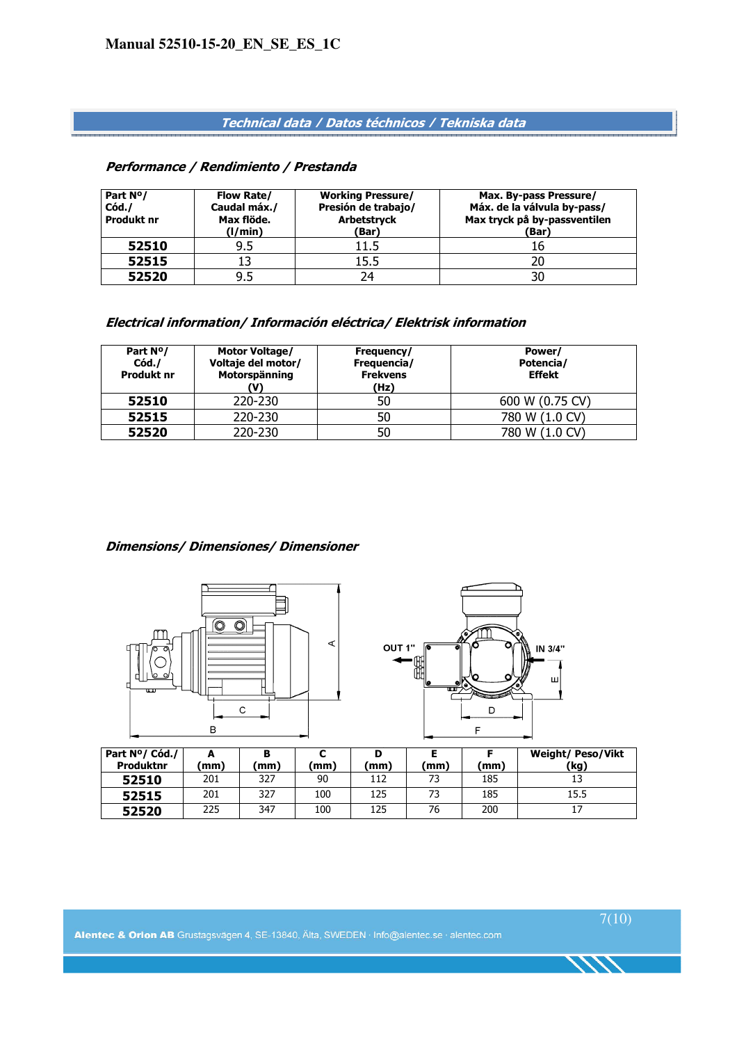Manual 52510-15-20_EN_SE_ES_1C

## Technical data / Datos técnicos / Tekniska data

### Performance / Rendimiento / Prestanda

| Part Nº/ Cód./ Produkt nr | Flow Rate/ Caudal máx./ Max flöde. (l/min) | Working Pressure/ Presión de trabajo/ Arbetstryck (Bar) | Max. By-pass Pressure/ Máx. de la válvula by-pass/ Max tryck på by-passventilen (Bar) |
|---|---|---|---|
| **52510** | 9.5 | 11.5 | 16 |
| **52515** | 13 | 15.5 | 20 |
| **52520** | 9.5 | 24 | 30 |

### Electrical information/ Información eléctrica/ Elektrisk information

| Part Nº/ Cód./ Produkt nr | Motor Voltage/ Voltaje del motor/ Motorspänning (V) | Frequency/ Frequencia/ Frekvens (Hz) | Power/ Potencia/ Effekt |
|---|---|---|---|
| **52510** | 220-230 | 50 | 600 W (0.75 CV) |
| **52515** | 220-230 | 50 | 780 W (1.0 CV) |
| **52520** | 220-230 | 50 | 780 W (1.0 CV) |

### Dimensions/ Dimensiones/ Dimensioner

OUT 1" IN 3/4"

| Part Nº/ Cód./ Produktnr | A (mm) | B (mm) | C (mm) | D (mm) | E (mm) | F (mm) | Weight/ Peso/Vikt (kg) |
|---|---|---|---|---|---|---|---|
| **52510** | 201 | 327 | 90 | 112 | 73 | 185 | 13 |
| **52515** | 201 | 327 | 100 | 125 | 73 | 185 | 15.5 |
| **52520** | 225 | 347 | 100 | 125 | 76 | 200 | 17 |

**Alentec & Orion AB** Grustagsvägen 4, SE-13840, Älta, SWEDEN · Info@alentec.se · alentec.com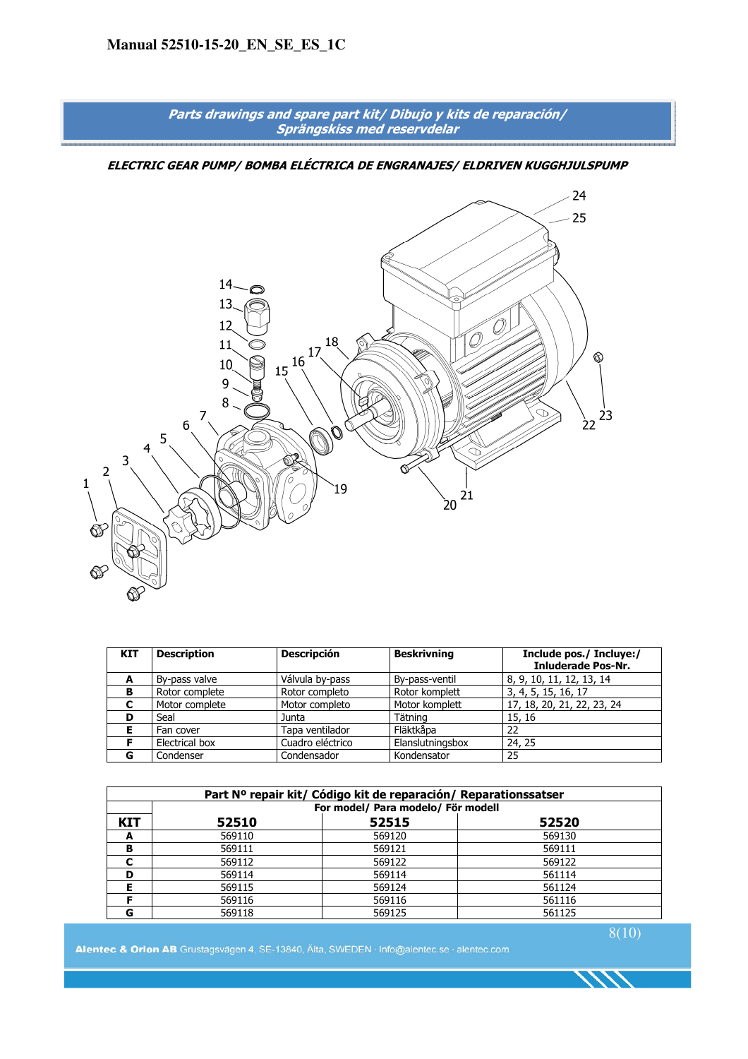## Parts drawings and spare part kit/ Dibujo y kits de reparación/ Sprängskiss med reservdelar

***ELECTRIC GEAR PUMP/ BOMBA ELÉCTRICA DE ENGRANAJES/ ELDRIVEN KUGGHJULSPUMP***

| KIT | Description | Descripción | Beskrivning | Include pos./ Incluye:/ Inluderade Pos-Nr. |
|---|---|---|---|---|
| A | By-pass valve | Válvula by-pass | By-pass-ventil | 8, 9, 10, 11, 12, 13, 14 |
| B | Rotor complete | Rotor completo | Rotor komplett | 3, 4, 5, 15, 16, 17 |
| C | Motor complete | Motor completo | Motor komplett | 17, 18, 20, 21, 22, 23, 24 |
| D | Seal | Junta | Tätning | 15, 16 |
| E | Fan cover | Tapa ventilador | Fläktkåpa | 22 |
| F | Electrical box | Cuadro eléctrico | Elanslutningsbox | 24, 25 |
| G | Condenser | Condensador | Kondensator | 25 |

| Part Nº repair kit/ Código kit de reparación/ Reparationssatser | | | |
|---|---|---|---|
| | For model/ Para modelo/ För modell | | |
| **KIT** | **52510** | **52515** | **52520** |
| A | 569110 | 569120 | 569130 |
| B | 569111 | 569121 | 569111 |
| C | 569112 | 569122 | 569122 |
| D | 569114 | 569114 | 561114 |
| E | 569115 | 569124 | 561124 |
| F | 569116 | 569116 | 561116 |
| G | 569118 | 569125 | 561125 |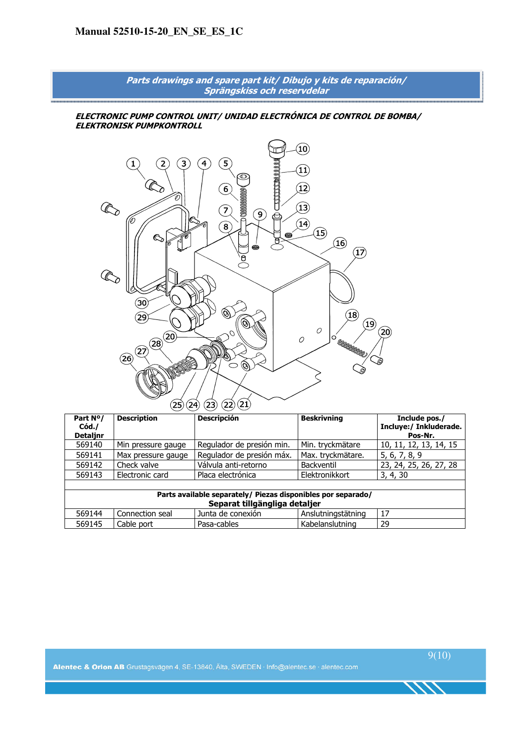## Parts drawings and spare part kit/ Dibujo y kits de reparación/ Sprängskiss och reservdelar

### *ELECTRONIC PUMP CONTROL UNIT/ UNIDAD ELECTRÓNICA DE CONTROL DE BOMBA/ ELEKTRONISK PUMPKONTROLL*

| Part Nº/ Cód./ Detaljnr | Description | Descripción | Beskrivning | Include pos./ Incluye:/ Inkluderade. Pos-Nr. |
|---|---|---|---|---|
| 569140 | Min pressure gauge | Regulador de presión min. | Min. tryckmätare | 10, 11, 12, 13, 14, 15 |
| 569141 | Max pressure gauge | Regulador de presión máx. | Max. tryckmätare. | 5, 6, 7, 8, 9 |
| 569142 | Check valve | Válvula anti-retorno | Backventil | 23, 24, 25, 26, 27, 28 |
| 569143 | Electronic card | Placa electrónica | Elektronikkort | 3, 4, 30 |
| | | | | |
| **Parts available separately/ Piezas disponibles por separado/ Separat tillgängliga detaljer** | | | | |
| 569144 | Connection seal | Junta de conexión | Anslutningstätning | 17 |
| 569145 | Cable port | Pasa-cables | Kabelanslutning | 29 |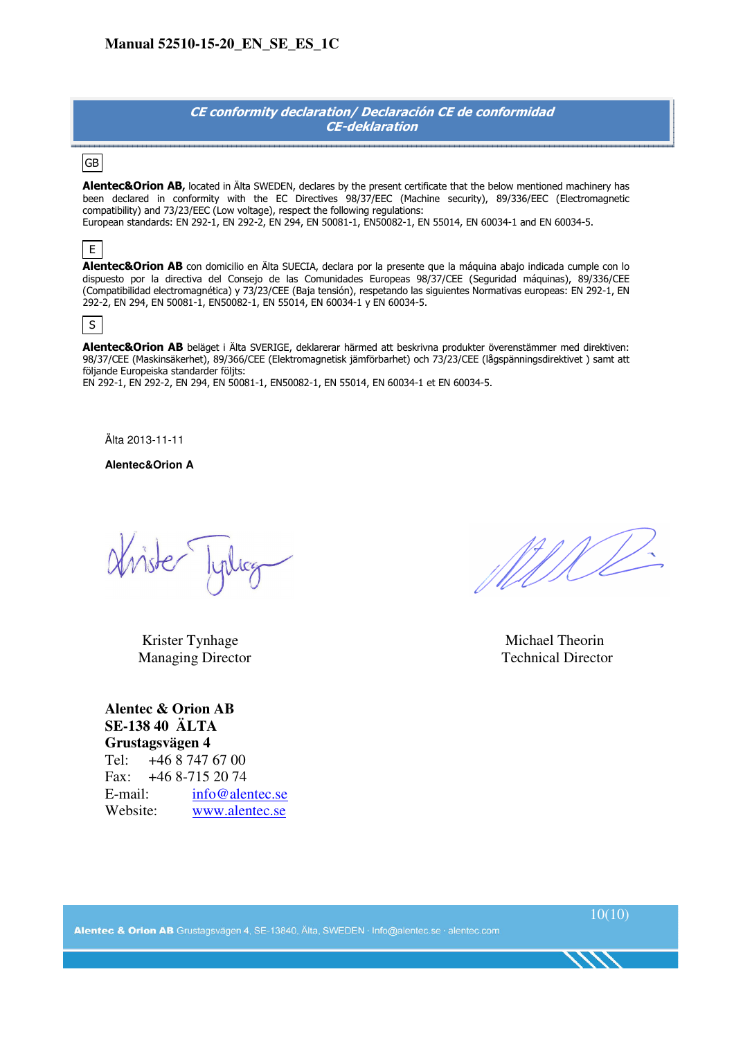## CE conformity declaration/ Declaración CE de conformidad CE-deklaration

GB

**Alentec&Orion AB,** located in Älta SWEDEN, declares by the present certificate that the below mentioned machinery has been declared in conformity with the EC Directives 98/37/EEC (Machine security), 89/336/EEC (Electromagnetic compatibility) and 73/23/EEC (Low voltage), respect the following regulations:
European standards: EN 292-1, EN 292-2, EN 294, EN 50081-1, EN50082-1, EN 55014, EN 60034-1 and EN 60034-5.

E

**Alentec&Orion AB** con domicilio en Älta SUECIA, declara por la presente que la máquina abajo indicada cumple con lo dispuesto por la directiva del Consejo de las Comunidades Europeas 98/37/CEE (Seguridad máquinas), 89/336/CEE (Compatibilidad electromagnética) y 73/23/CEE (Baja tensión), respetando las siguientes Normativas europeas: EN 292-1, EN 292-2, EN 294, EN 50081-1, EN50082-1, EN 55014, EN 60034-1 y EN 60034-5.

S

**Alentec&Orion AB** beläget i Älta SVERIGE, deklarerar härmed att beskrivna produkter överenstämmer med direktiven: 98/37/CEE (Maskinsäkerhet), 89/366/CEE (Elektromagnetisk jämförbarhet) och 73/23/CEE (lågspänningsdirektivet ) samt att följande Europeiska standarder följts:
EN 292-1, EN 292-2, EN 294, EN 50081-1, EN50082-1, EN 55014, EN 60034-1 et EN 60034-5.

Älta 2013-11-11

**Alentec&Orion A**

Krister Tynhage
Managing Director

Michael Theorin
Technical Director

**Alentec & Orion AB**
**SE-138 40 ÄLTA**
**Grustagsvägen 4**
Tel: +46 8 747 67 00
Fax: +46 8-715 20 74
E-mail: info@alentec.se
Website: www.alentec.se